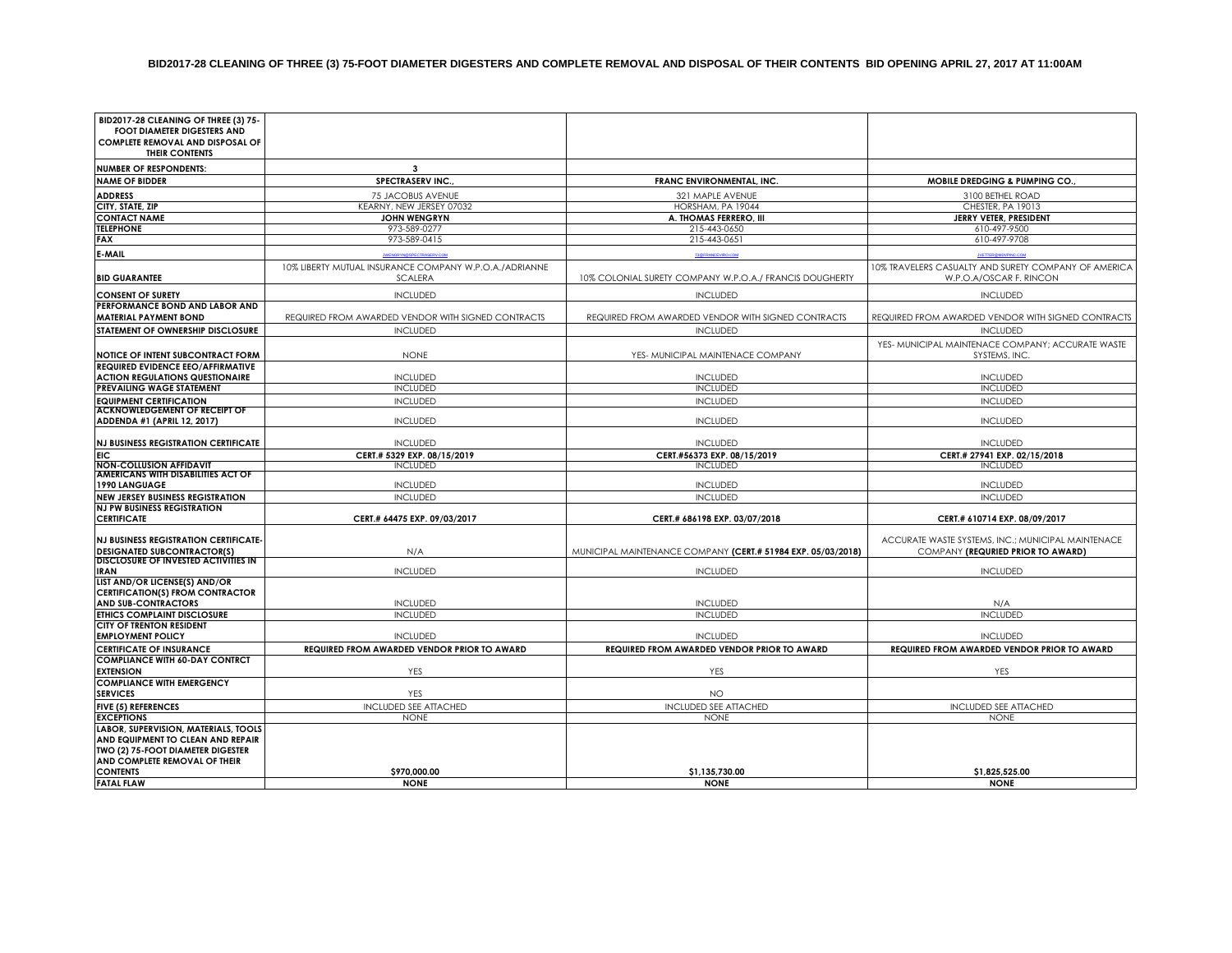# BID2017-28 CLEANING OF THREE (3) 75-FOOT DIAMETER DIGESTERS AND COMPLETE REMOVAL AND DISPOSAL OF THEIR CONTENTS BID OPENING APRIL 27, 2017 AT 11:00AM

| **BID2017-28 CLEANING OF THREE (3) 75-FOOT DIAMETER DIGESTERS AND COMPLETE REMOVAL AND DISPOSAL OF THEIR CONTENTS** | | | |
|---|---|---|---|
| **NUMBER OF RESPONDENTS:** | **3** | | |
| **NAME OF BIDDER** | **SPECTRASERV INC.,** | **FRANC ENVIRONMENTAL, INC.** | **MOBILE DREDGING & PUMPING CO.,** |
| **ADDRESS** | 75 JACOBUS AVENUE | 321 MAPLE AVENUE | 3100 BETHEL ROAD |
| **CITY, STATE, ZIP** | KEARNY, NEW JERSEY 07032 | HORSHAM, PA 19044 | CHESTER, PA 19013 |
| **CONTACT NAME** | **JOHN WENGRYN** | **A. THOMAS FERRERO, III** | **JERRY VETER, PRESIDENT** |
| **TELEPHONE** | 973-589-0277 | 215-443-0650 | 610-497-9500 |
| **FAX** | 973-589-0415 | 215-443-0651 | 610-497-9708 |
| **E-MAIL** | JWENGRYN@SPECTRASERV.COM | TF@FRANCENVIRO.COM | JVETTER@MDVPINC.COM |
| **BID GUARANTEE** | 10% LIBERTY MUTUAL INSURANCE COMPANY W.P.O.A./ADRIANNE SCALERA | 10% COLONIAL SURETY COMPANY W.P.O.A./ FRANCIS DOUGHERTY | 10% TRAVELERS CASUALTY AND SURETY COMPANY OF AMERICA W.P.O.A/OSCAR F. RINCON |
| **CONSENT OF SURETY** | INCLUDED | INCLUDED | INCLUDED |
| **PERFORMANCE BOND AND LABOR AND MATERIAL PAYMENT BOND** | REQUIRED FROM AWARDED VENDOR WITH SIGNED CONTRACTS | REQUIRED FROM AWARDED VENDOR WITH SIGNED CONTRACTS | REQUIRED FROM AWARDED VENDOR WITH SIGNED CONTRACTS |
| **STATEMENT OF OWNERSHIP DISCLOSURE** | INCLUDED | INCLUDED | INCLUDED |
| **NOTICE OF INTENT SUBCONTRACT FORM** | NONE | YES- MUNICIPAL MAINTENACE COMPANY | YES- MUNICIPAL MAINTENACE COMPANY; ACCURATE WASTE SYSTEMS, INC. |
| **REQUIRED EVIDENCE EEO/AFFIRMATIVE ACTION REGULATIONS QUESTIONAIRE** | INCLUDED | INCLUDED | INCLUDED |
| **PREVAILING WAGE STATEMENT** | INCLUDED | INCLUDED | INCLUDED |
| **EQUIPMENT CERTIFICATION** | INCLUDED | INCLUDED | INCLUDED |
| **ACKNOWLEDGEMENT OF RECEIPT OF ADDENDA #1 (APRIL 12, 2017)** | INCLUDED | INCLUDED | INCLUDED |
| **NJ BUSINESS REGISTRATION CERTIFICATE** | INCLUDED | INCLUDED | INCLUDED |
| **EIC** | **CERT.# 5329 EXP. 08/15/2019** | **CERT.#56373 EXP. 08/15/2019** | **CERT.# 27941 EXP. 02/15/2018** |
| **NON-COLLUSION AFFIDAVIT** | INCLUDED | INCLUDED | INCLUDED |
| **AMERICANS WITH DISABILITIES ACT OF 1990 LANGUAGE** | INCLUDED | INCLUDED | INCLUDED |
| **NEW JERSEY BUSINESS REGISTRATION** | INCLUDED | INCLUDED | INCLUDED |
| **NJ PW BUSINESS REGISTRATION CERTIFICATE** | **CERT.# 64475 EXP. 09/03/2017** | **CERT.# 686198 EXP. 03/07/2018** | **CERT.# 610714 EXP. 08/09/2017** |
| **NJ BUSINESS REGISTRATION CERTIFICATE-DESIGNATED SUBCONTRACTOR(S)** | N/A | MUNICIPAL MAINTENANCE COMPANY **(CERT.# 51984 EXP. 05/03/2018)** | ACCURATE WASTE SYSTEMS, INC.; MUNICIPAL MAINTENACE COMPANY **(REQURIED PRIOR TO AWARD)** |
| **DISCLOSURE OF INVESTED ACTIVITIES IN IRAN** | INCLUDED | INCLUDED | INCLUDED |
| **LIST AND/OR LICENSE(S) AND/OR CERTIFICATION(S) FROM CONTRACTOR AND SUB-CONTRACTORS** | INCLUDED | INCLUDED | N/A |
| **ETHICS COMPLAINT DISCLOSURE** | INCLUDED | INCLUDED | INCLUDED |
| **CITY OF TRENTON RESIDENT EMPLOYMENT POLICY** | INCLUDED | INCLUDED | INCLUDED |
| **CERTIFICATE OF INSURANCE** | **REQUIRED FROM AWARDED VENDOR PRIOR TO AWARD** | **REQUIRED FROM AWARDED VENDOR PRIOR TO AWARD** | **REQUIRED FROM AWARDED VENDOR PRIOR TO AWARD** |
| **COMPLIANCE WITH 60-DAY CONTRCT EXTENSION** | YES | YES | YES |
| **COMPLIANCE WITH EMERGENCY SERVICES** | YES | NO | |
| **FIVE (5) REFERENCES** | INCLUDED SEE ATTACHED | INCLUDED SEE ATTACHED | INCLUDED SEE ATTACHED |
| **EXCEPTIONS** | NONE | NONE | NONE |
| **LABOR, SUPERVISION, MATERIALS, TOOLS AND EQUIPMENT TO CLEAN AND REPAIR TWO (2) 75-FOOT DIAMETER DIGESTER AND COMPLETE REMOVAL OF THEIR CONTENTS** | **$970,000.00** | **$1,135,730.00** | **$1,825,525.00** |
| **FATAL FLAW** | **NONE** | **NONE** | **NONE** |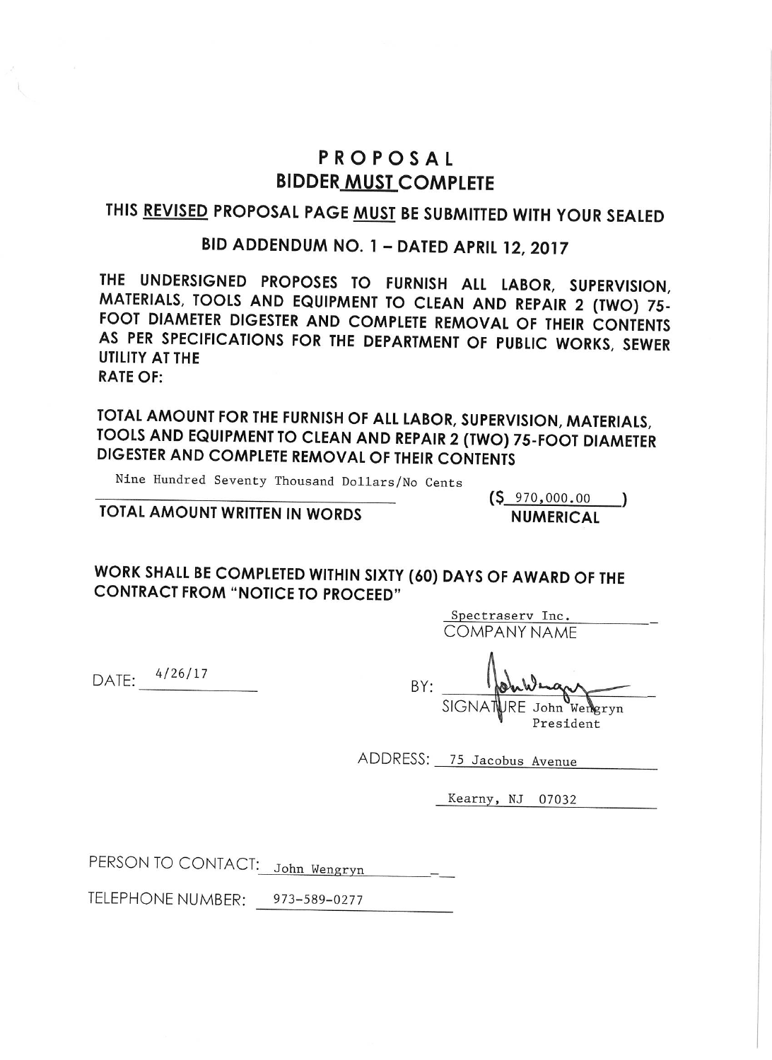# PROPOSAL

## BIDDER MUST COMPLETE

### THIS REVISED PROPOSAL PAGE MUST BE SUBMITTED WITH YOUR SEALED

### BID ADDENDUM NO. 1 – DATED APRIL 12, 2017

**THE UNDERSIGNED PROPOSES TO FURNISH ALL LABOR, SUPERVISION, MATERIALS, TOOLS AND EQUIPMENT TO CLEAN AND REPAIR 2 (TWO) 75-FOOT DIAMETER DIGESTER AND COMPLETE REMOVAL OF THEIR CONTENTS AS PER SPECIFICATIONS FOR THE DEPARTMENT OF PUBLIC WORKS, SEWER UTILITY AT THE RATE OF:**

**TOTAL AMOUNT FOR THE FURNISH OF ALL LABOR, SUPERVISION, MATERIALS, TOOLS AND EQUIPMENT TO CLEAN AND REPAIR 2 (TWO) 75-FOOT DIAMETER DIGESTER AND COMPLETE REMOVAL OF THEIR CONTENTS**

Nine Hundred Seventy Thousand Dollars/No Cents ($ 970,000.00 )

**TOTAL AMOUNT WRITTEN IN WORDS** **NUMERICAL**

**WORK SHALL BE COMPLETED WITHIN SIXTY (60) DAYS OF AWARD OF THE CONTRACT FROM "NOTICE TO PROCEED"**

Spectraserv Inc.
COMPANY NAME

DATE: 4/26/17

BY: [signature]
SIGNATURE John Wengryn
President

ADDRESS: 75 Jacobus Avenue
Kearny, NJ 07032

PERSON TO CONTACT: John Wengryn

TELEPHONE NUMBER: 973-589-0277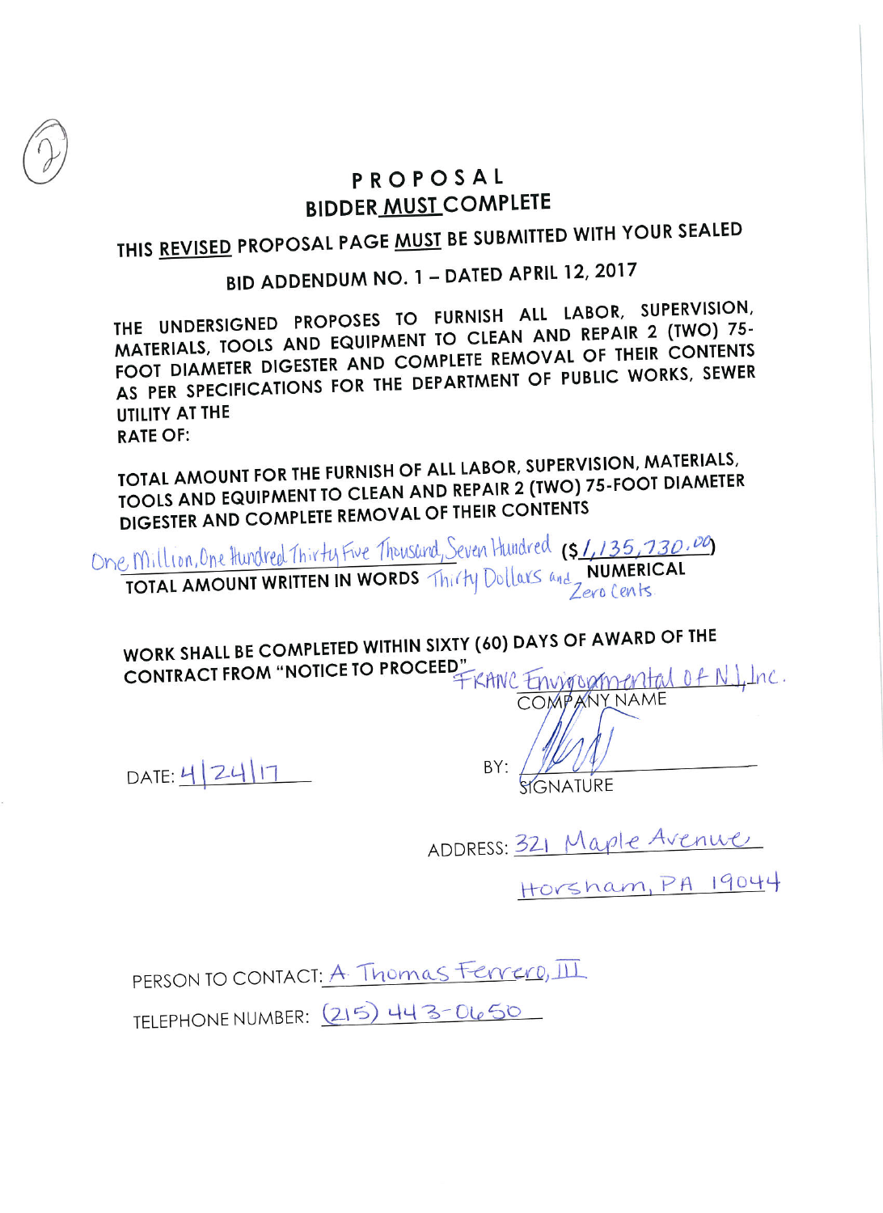(2)

# PROPOSAL

## BIDDER MUST COMPLETE

THIS **REVISED** PROPOSAL PAGE **MUST** BE SUBMITTED WITH YOUR SEALED

BID ADDENDUM NO. 1 – DATED APRIL 12, 2017

THE UNDERSIGNED PROPOSES TO FURNISH ALL LABOR, SUPERVISION, MATERIALS, TOOLS AND EQUIPMENT TO CLEAN AND REPAIR 2 (TWO) 75-FOOT DIAMETER DIGESTER AND COMPLETE REMOVAL OF THEIR CONTENTS AS PER SPECIFICATIONS FOR THE DEPARTMENT OF PUBLIC WORKS, SEWER UTILITY AT THE RATE OF:

TOTAL AMOUNT FOR THE FURNISH OF ALL LABOR, SUPERVISION, MATERIALS, TOOLS AND EQUIPMENT TO CLEAN AND REPAIR 2 (TWO) 75-FOOT DIAMETER DIGESTER AND COMPLETE REMOVAL OF THEIR CONTENTS

One Million, One Hundred Thirty Five Thousand, Seven Hundred Thirty Dollars and Zero Cents ($1,135,730.00)

TOTAL AMOUNT WRITTEN IN WORDS — NUMERICAL

WORK SHALL BE COMPLETED WITHIN SIXTY (60) DAYS OF AWARD OF THE CONTRACT FROM "NOTICE TO PROCEED"

FRANC Environmental of NJ, Inc.
COMPANY NAME

DATE: 4/24/17

BY: [signature]
SIGNATURE

ADDRESS: 321 Maple Avenue
Horsham, PA 19044

PERSON TO CONTACT: A. Thomas Ferrero, III

TELEPHONE NUMBER: (215) 443-0650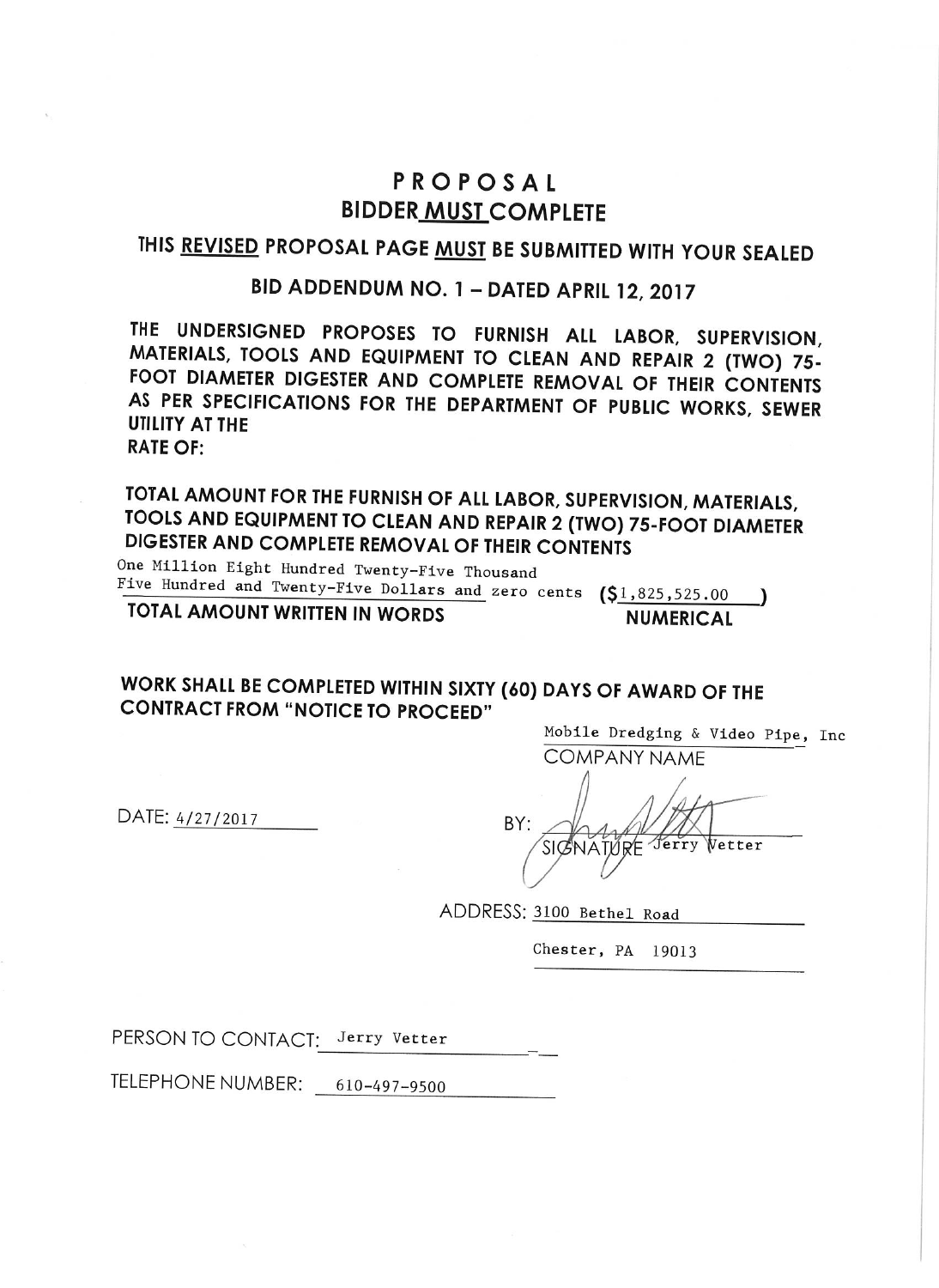# PROPOSAL

## BIDDER MUST COMPLETE

### THIS REVISED PROPOSAL PAGE MUST BE SUBMITTED WITH YOUR SEALED

### BID ADDENDUM NO. 1 – DATED APRIL 12, 2017

**THE UNDERSIGNED PROPOSES TO FURNISH ALL LABOR, SUPERVISION, MATERIALS, TOOLS AND EQUIPMENT TO CLEAN AND REPAIR 2 (TWO) 75-FOOT DIAMETER DIGESTER AND COMPLETE REMOVAL OF THEIR CONTENTS AS PER SPECIFICATIONS FOR THE DEPARTMENT OF PUBLIC WORKS, SEWER UTILITY AT THE RATE OF:**

**TOTAL AMOUNT FOR THE FURNISH OF ALL LABOR, SUPERVISION, MATERIALS, TOOLS AND EQUIPMENT TO CLEAN AND REPAIR 2 (TWO) 75-FOOT DIAMETER DIGESTER AND COMPLETE REMOVAL OF THEIR CONTENTS**

One Million Eight Hundred Twenty-Five Thousand Five Hundred and Twenty-Five Dollars and zero cents ($1,825,525.00)

**TOTAL AMOUNT WRITTEN IN WORDS** — **NUMERICAL**

**WORK SHALL BE COMPLETED WITHIN SIXTY (60) DAYS OF AWARD OF THE CONTRACT FROM "NOTICE TO PROCEED"**

Mobile Dredging & Video Pipe, Inc

COMPANY NAME

DATE: 4/27/2017

BY: [signature] Jerry Vetter

SIGNATURE

ADDRESS: 3100 Bethel Road

Chester, PA 19013

PERSON TO CONTACT: Jerry Vetter

TELEPHONE NUMBER: 610-497-9500